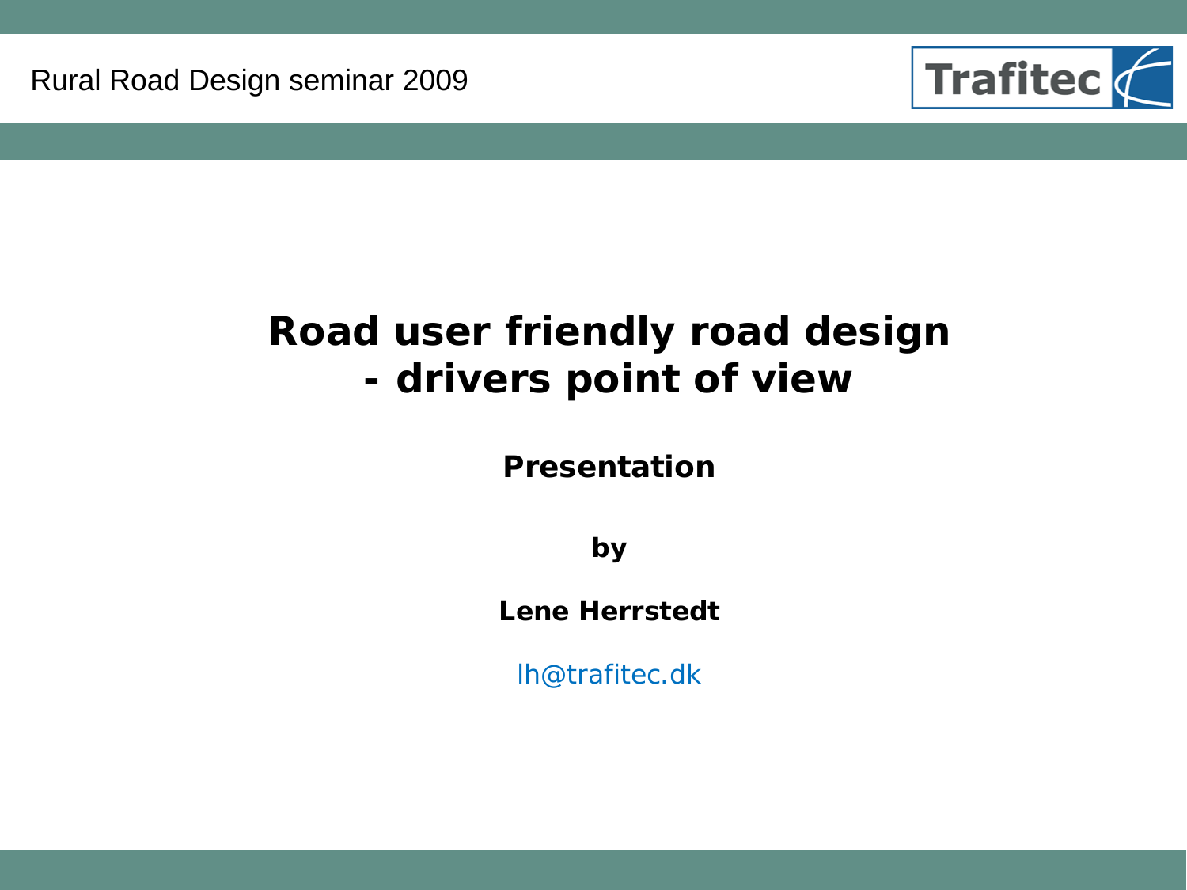Rural Road Design seminar 2009

Trafitec

# Road user friendly road design
# - drivers point of view

**Presentation**

**by**

**Lene Herrstedt**

lh@trafitec.dk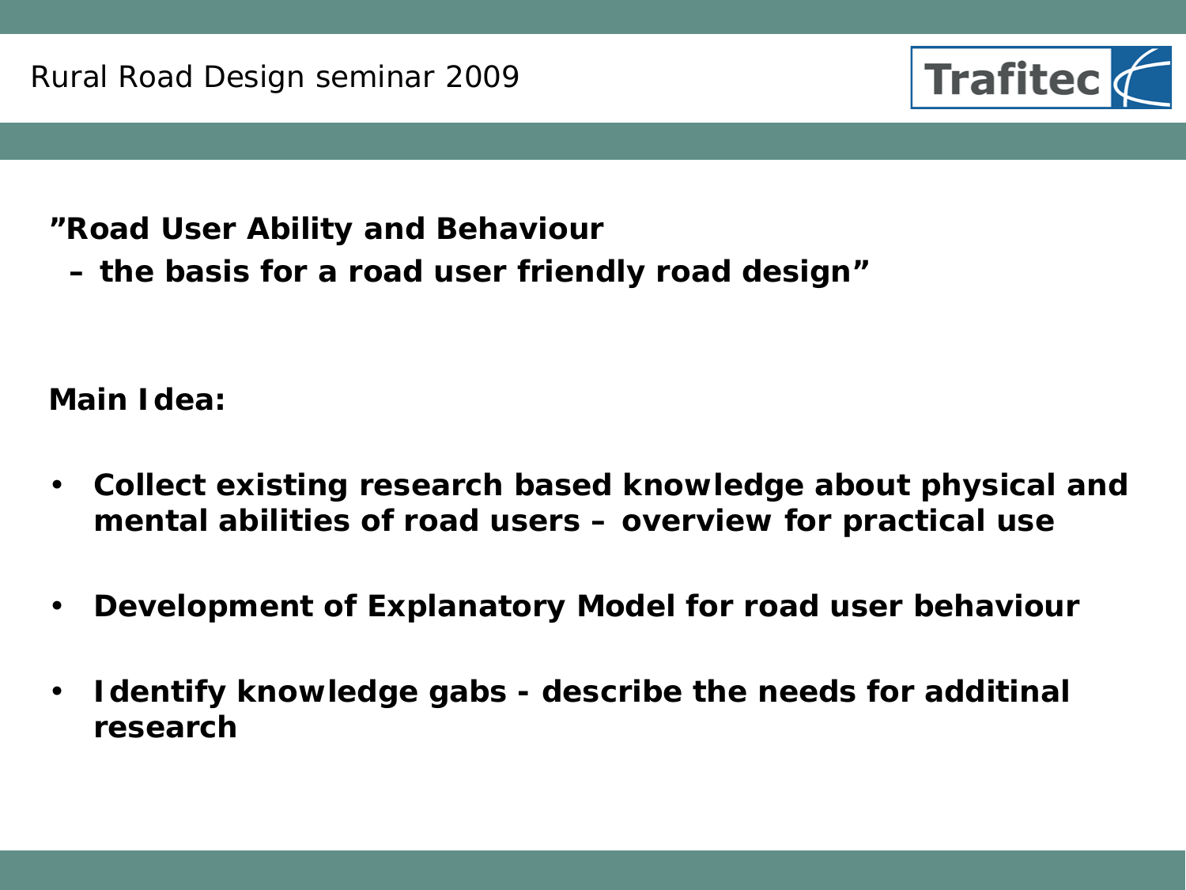**”Road User Ability and Behaviour**
**– the basis for a road user friendly road design”**

**Main Idea:**

- **Collect existing research based knowledge about physical and mental abilities of road users – overview for practical use**
- **Development of Explanatory Model for road user behaviour**
- **Identify knowledge gabs - describe the needs for additinal research**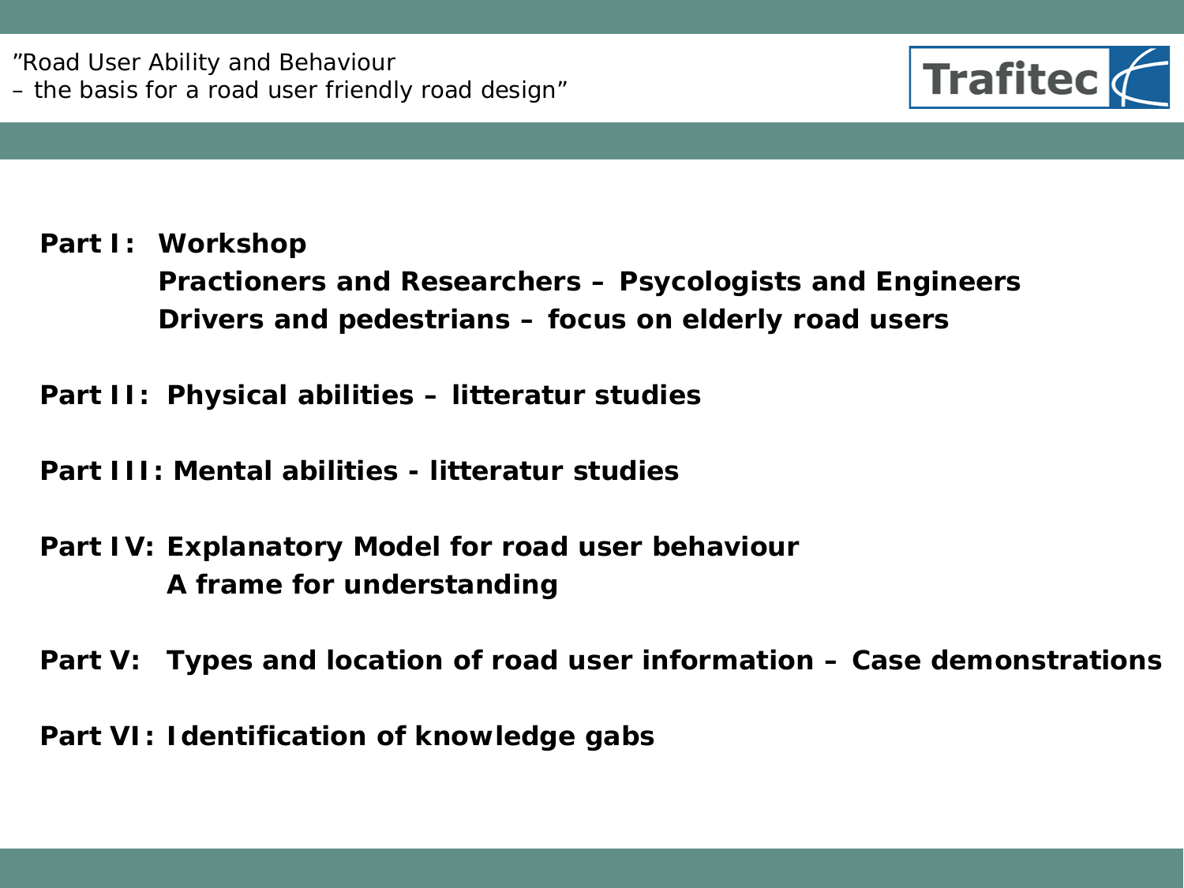**Part I: Workshop**

**Practioners and Researchers – Psycologists and Engineers**

**Drivers and pedestrians – focus on elderly road users**

**Part II: Physical abilities – litteratur studies**

**Part III: Mental abilities - litteratur studies**

**Part IV: Explanatory Model for road user behaviour**

**A frame for understanding**

**Part V: Types and location of road user information – Case demonstrations**

**Part VI: Identification of knowledge gabs**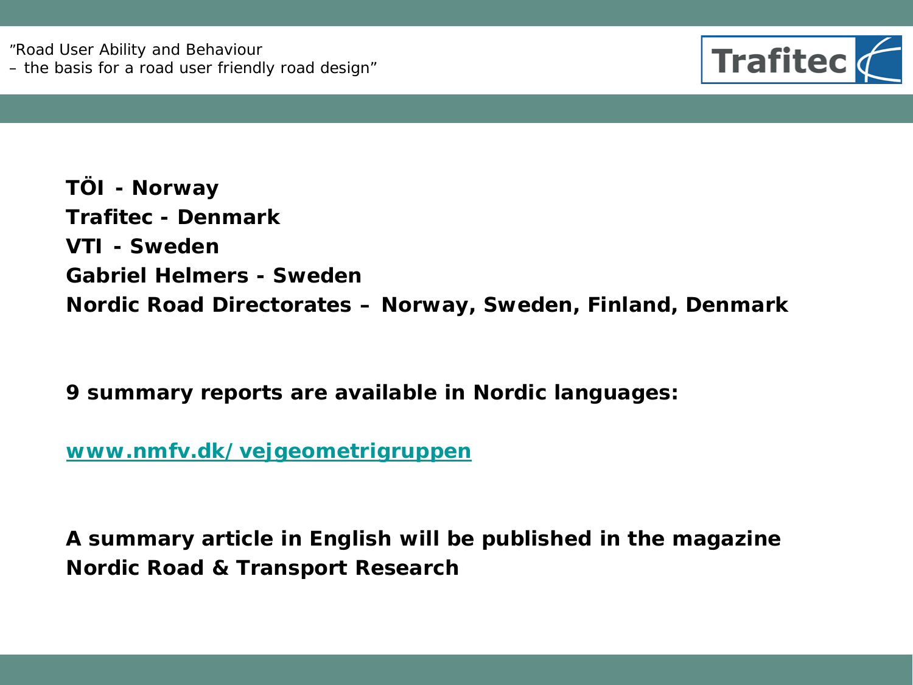**TÖI - Norway**
**Trafitec - Denmark**
**VTI - Sweden**
**Gabriel Helmers - Sweden**
**Nordic Road Directorates – Norway, Sweden, Finland, Denmark**

**9 summary reports are available in Nordic languages:**

**www.nmfv.dk/vejgeometrigruppen**

**A summary article in English will be published in the magazine Nordic Road & Transport Research**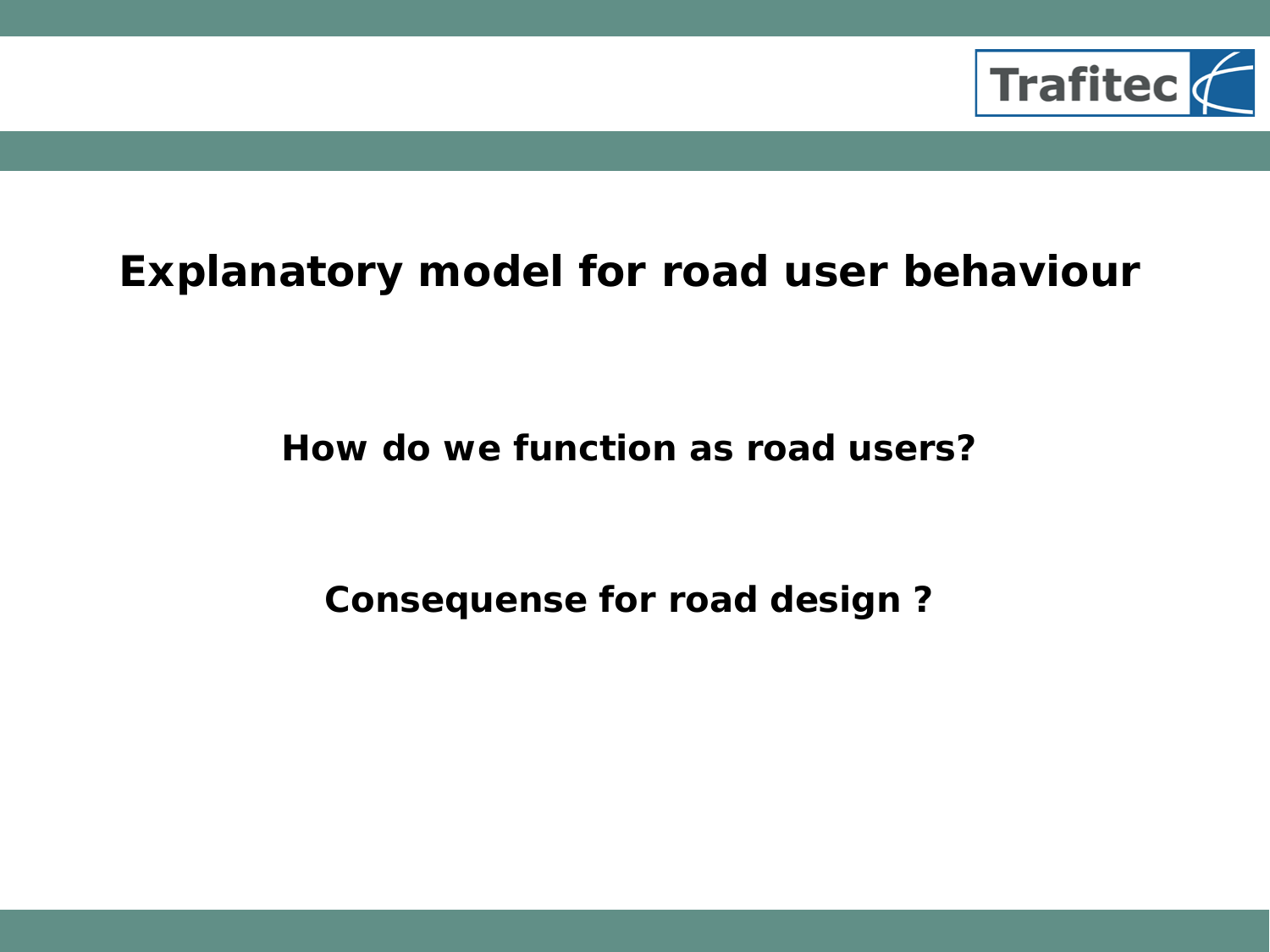# Explanatory model for road user behaviour

**How do we function as road users?**

**Consequense for road design ?**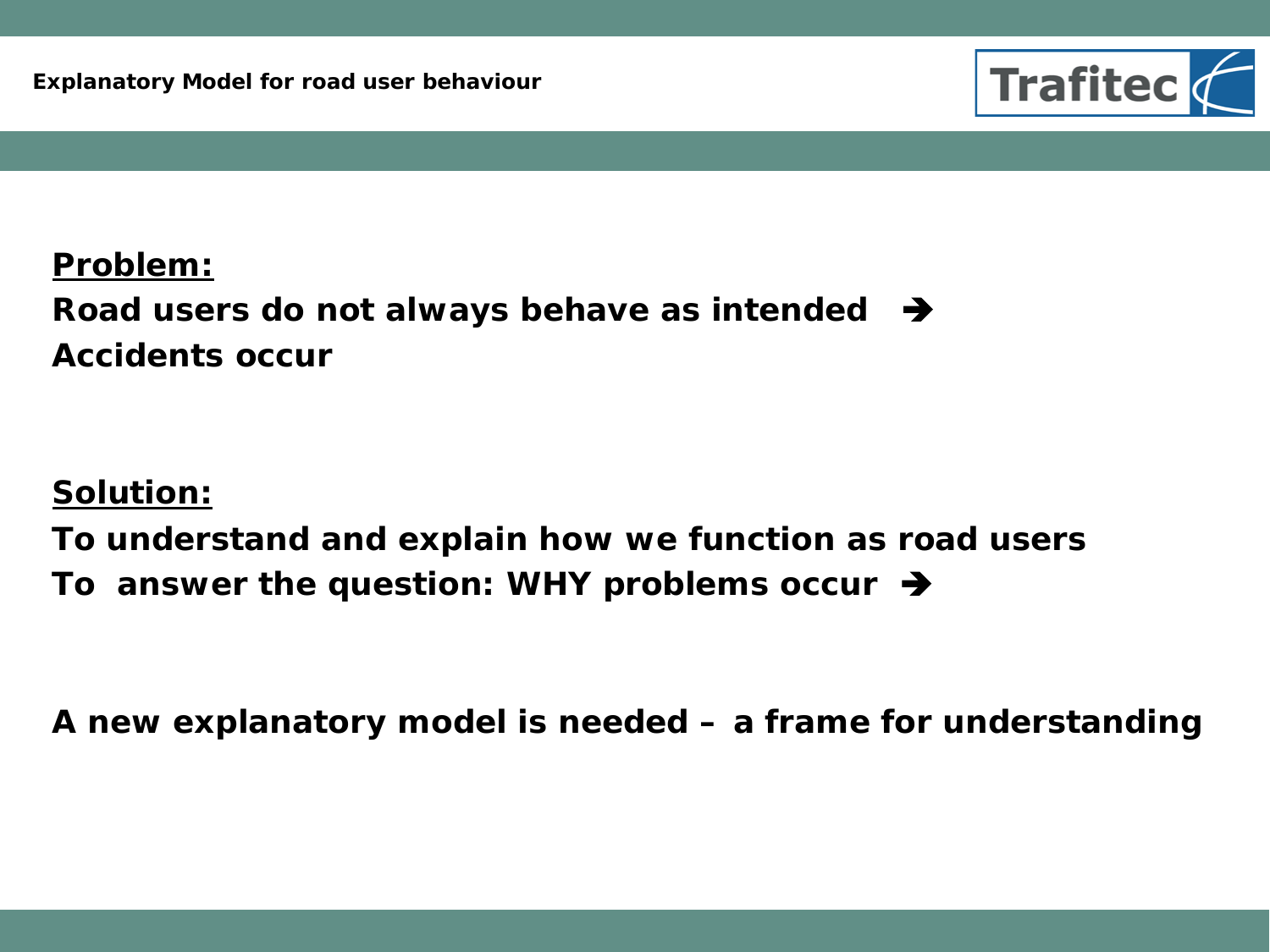**Problem:**

**Road users do not always behave as intended ➔ Accidents occur**

**Solution:**

**To understand and explain how we function as road users**

**To answer the question: WHY problems occur ➔**

**A new explanatory model is needed – a frame for understanding**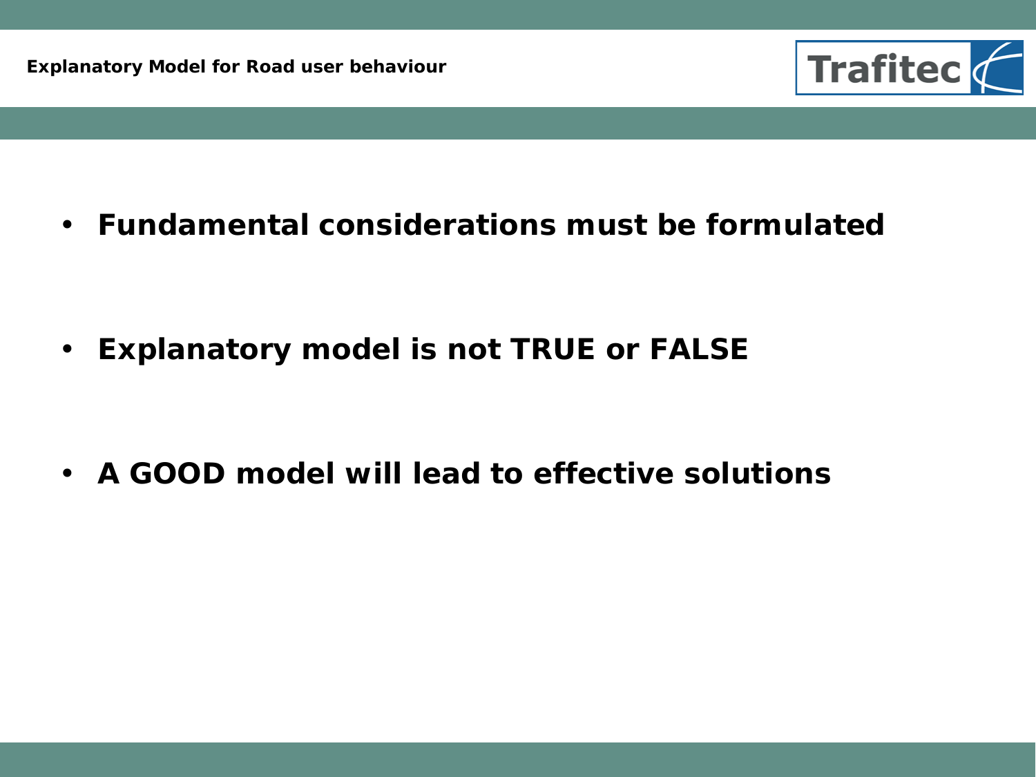- **Fundamental considerations must be formulated**

- **Explanatory model is not TRUE or FALSE**

- **A GOOD model will lead to effective solutions**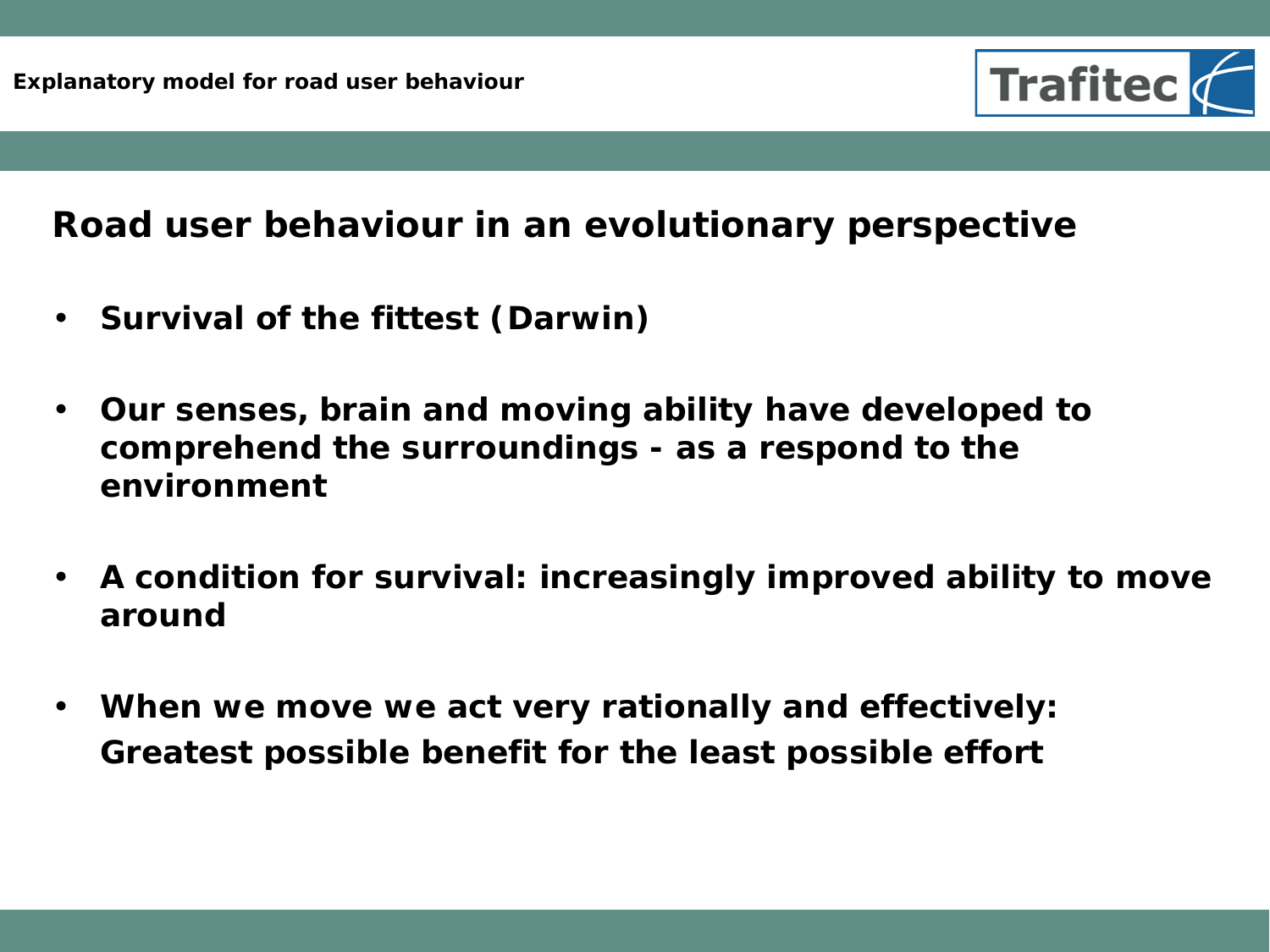## Road user behaviour in an evolutionary perspective

- **Survival of the fittest (Darwin)**
- **Our senses, brain and moving ability have developed to comprehend the surroundings - as a respond to the environment**
- **A condition for survival: increasingly improved ability to move around**
- **When we move we act very rationally and effectively: Greatest possible benefit for the least possible effort**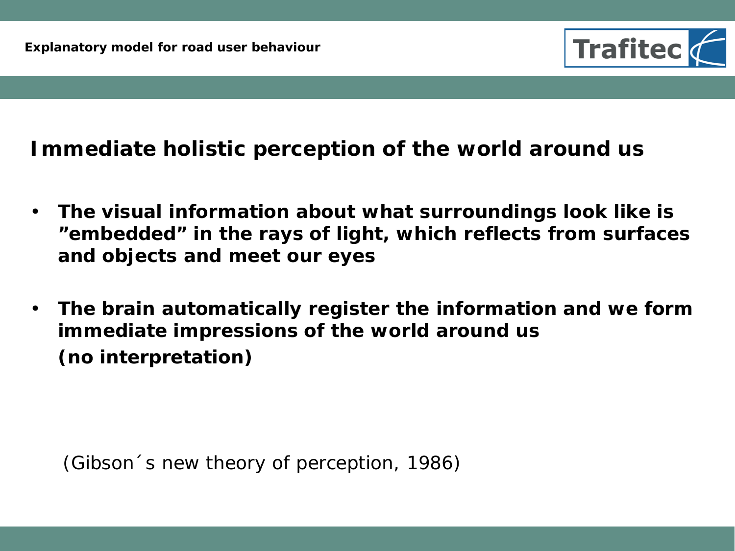## Immediate holistic perception of the world around us

- **The visual information about what surroundings look like is ”embedded” in the rays of light, which reflects from surfaces and objects and meet our eyes**

- **The brain automatically register the information and we form immediate impressions of the world around us**
  **(no interpretation)**

(Gibson´s new theory of perception, 1986)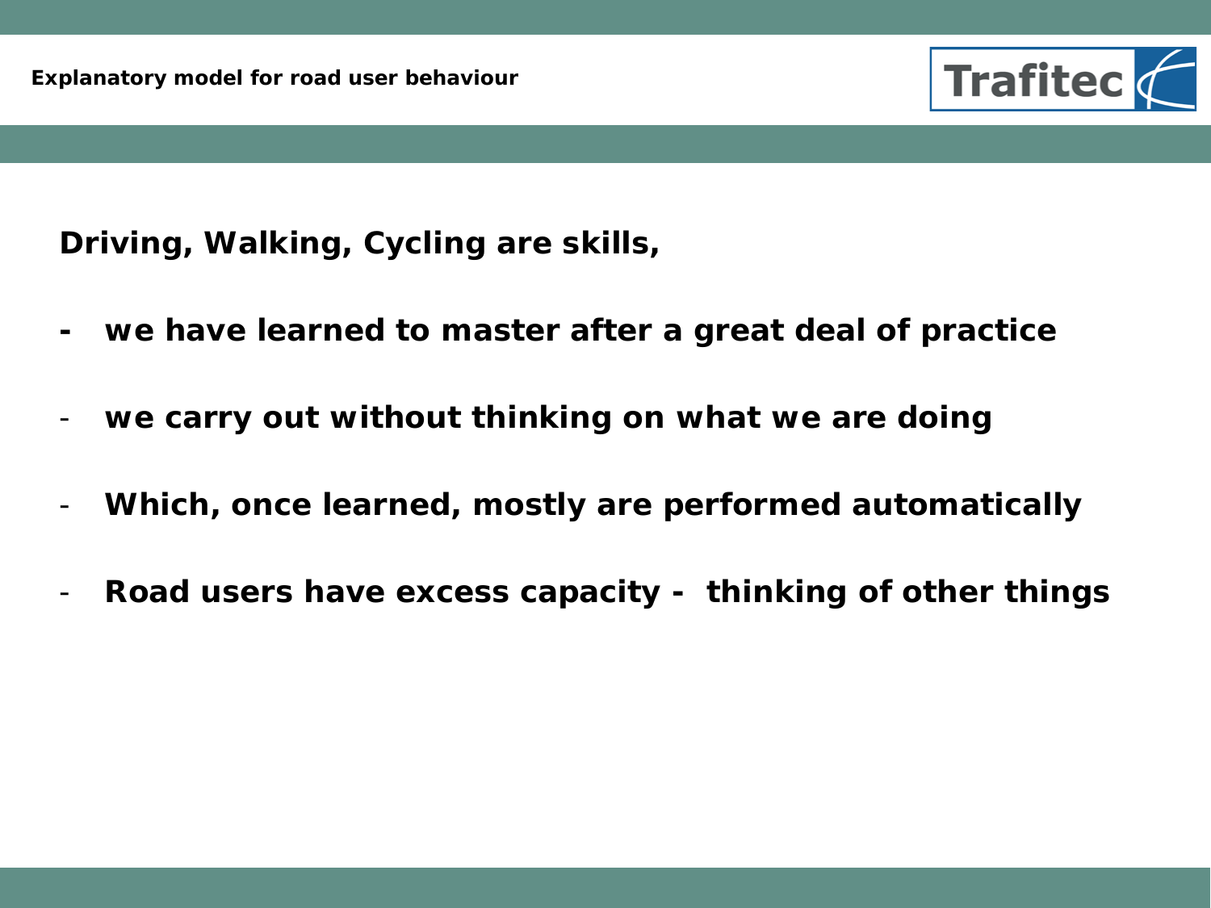## Explanatory model for road user behaviour

**Driving, Walking, Cycling are skills,**

- **we have learned to master after a great deal of practice**
- **we carry out without thinking on what we are doing**
- **Which, once learned, mostly are performed automatically**
- **Road users have excess capacity - thinking of other things**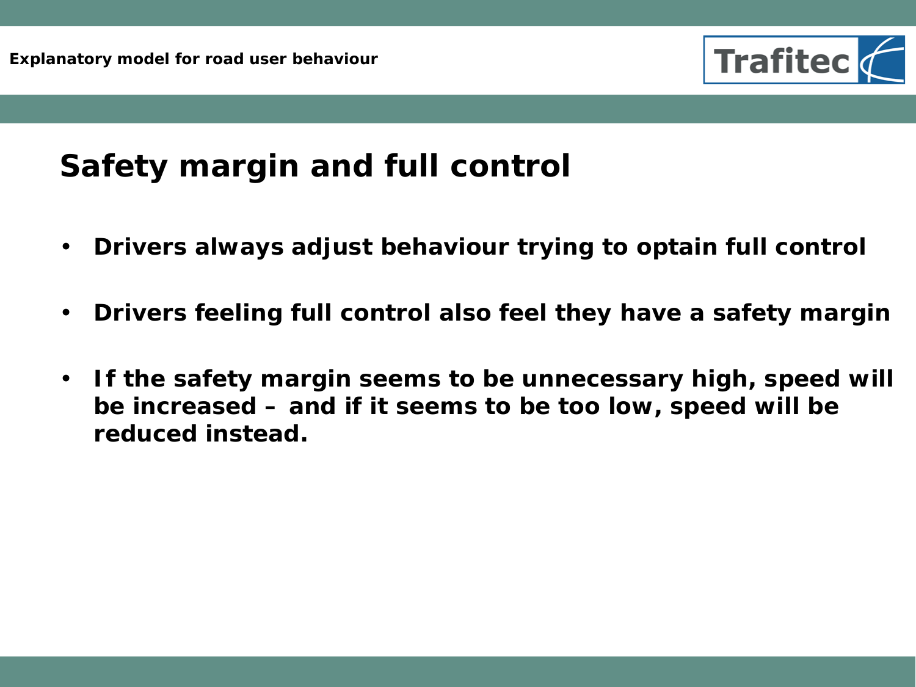# Safety margin and full control

- **Drivers always adjust behaviour trying to optain full control**
- **Drivers feeling full control also feel they have a safety margin**
- **If the safety margin seems to be unnecessary high, speed will be increased – and if it seems to be too low, speed will be reduced instead.**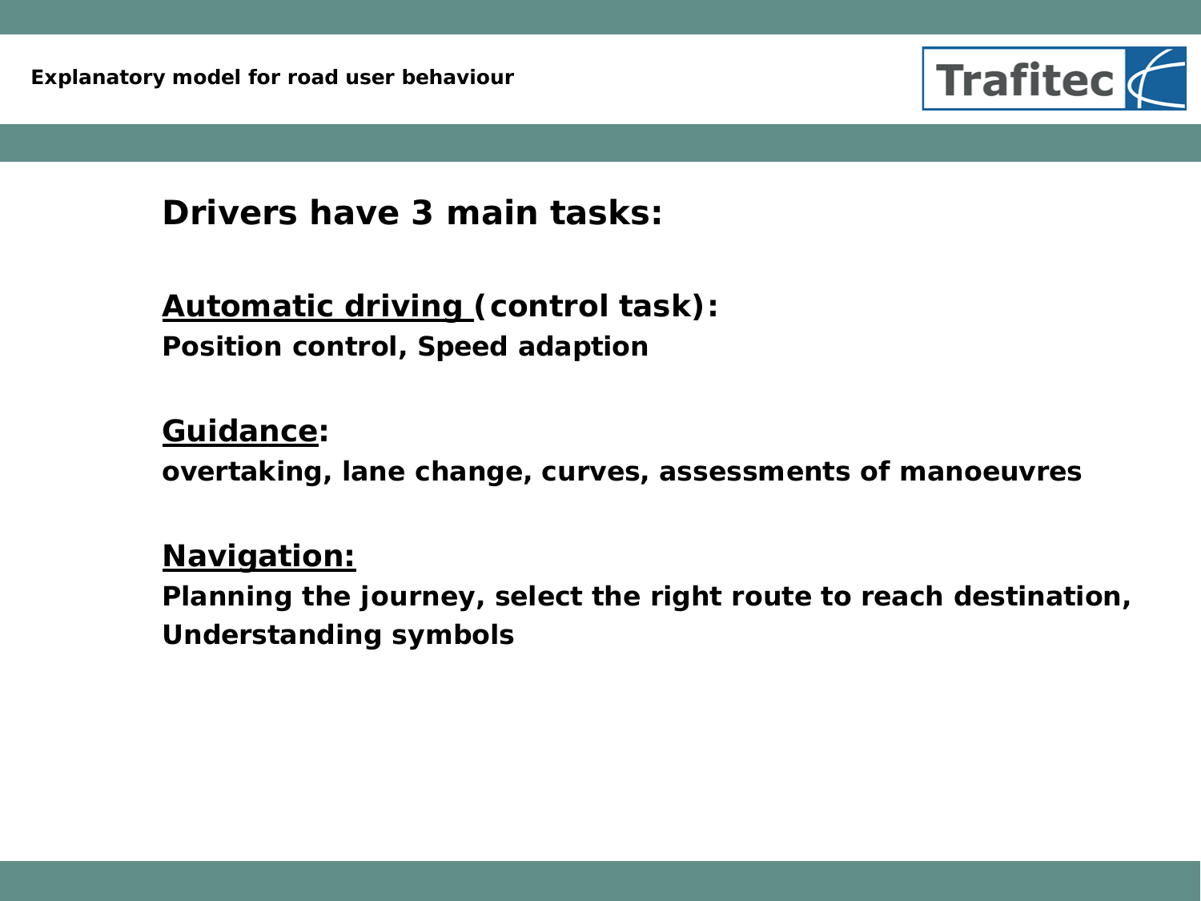## Drivers have 3 main tasks:

**Automatic driving (control task):**
**Position control, Speed adaption**

**Guidance:**
**overtaking, lane change, curves, assessments of manoeuvres**

**Navigation:**
**Planning the journey, select the right route to reach destination, Understanding symbols**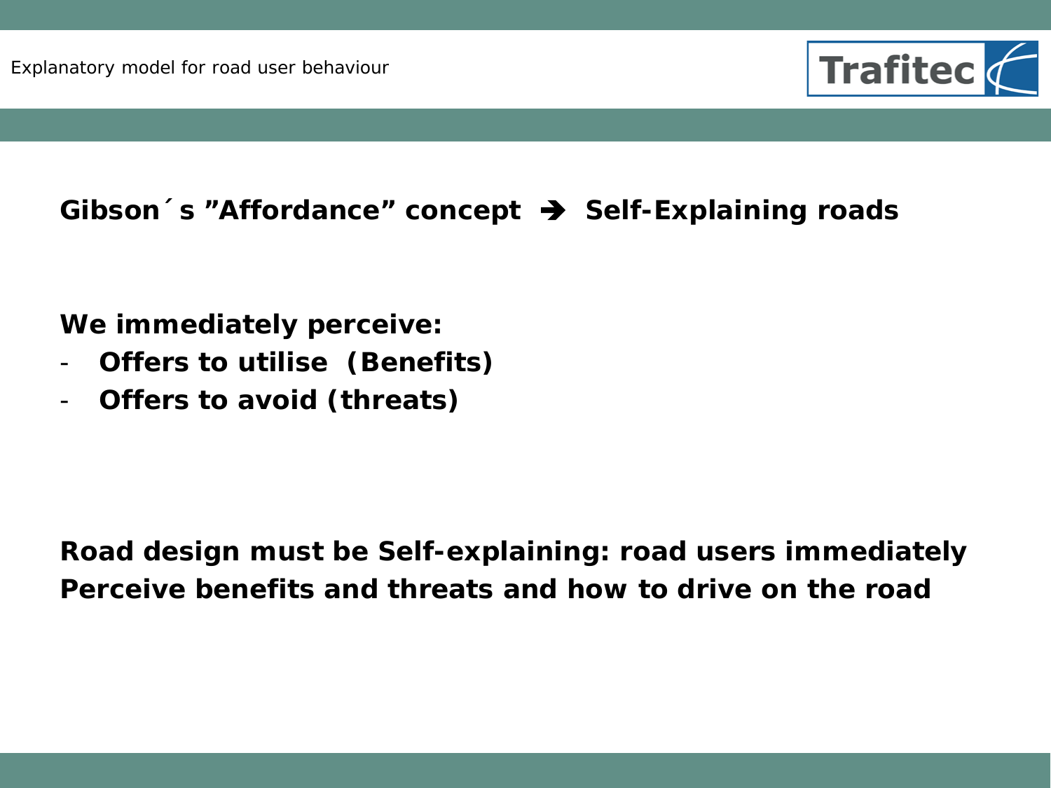**Gibson´s ”Affordance” concept ➔ Self-Explaining roads**

**We immediately perceive:**

- **Offers to utilise (Benefits)**
- **Offers to avoid (threats)**

**Road design must be Self-explaining: road users immediately Perceive benefits and threats and how to drive on the road**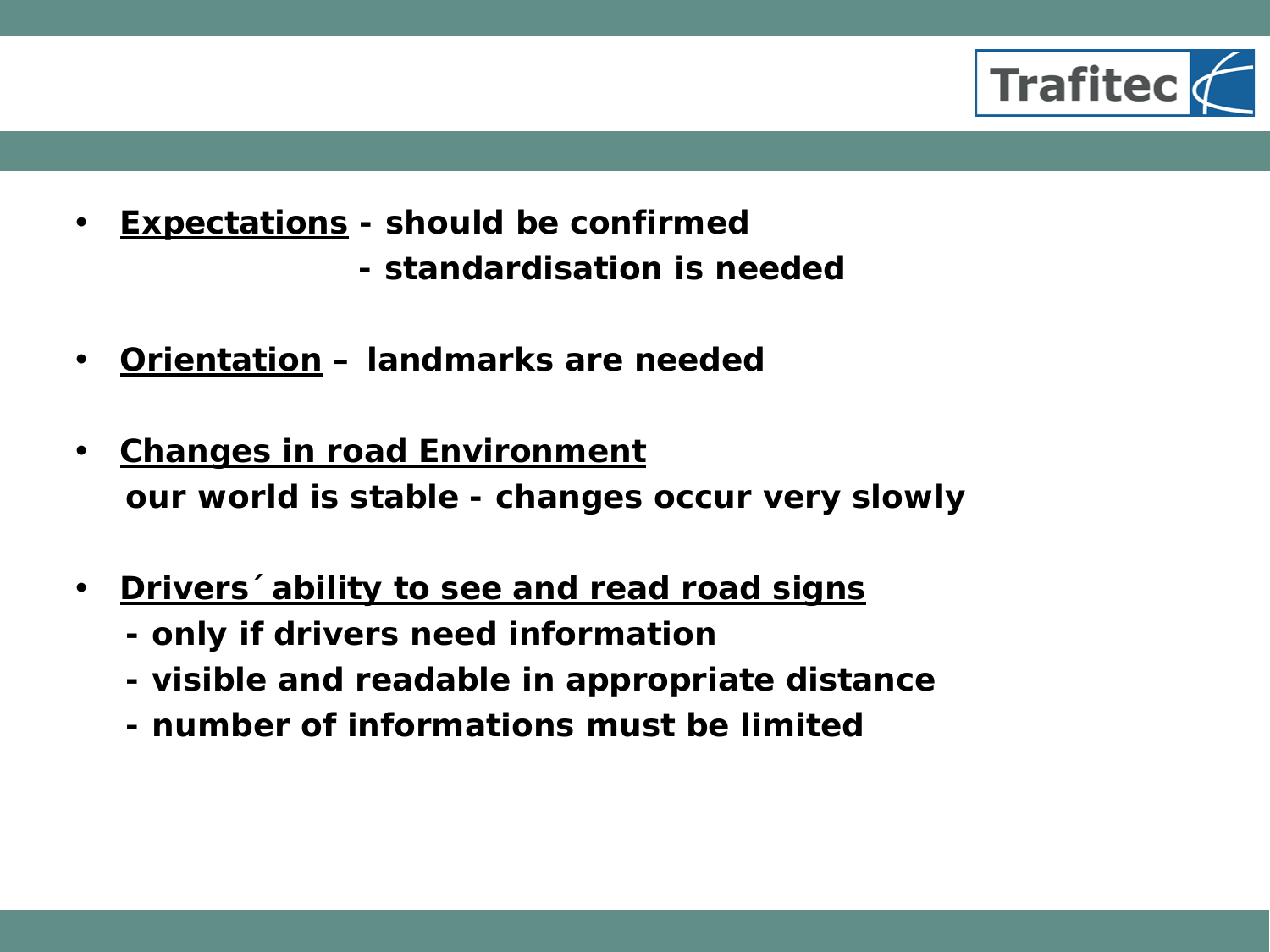- **Expectations** - should be confirmed
  - standardisation is needed

- **Orientation** – landmarks are needed

- **Changes in road Environment**
  our world is stable - changes occur very slowly

- **Drivers´ ability to see and read road signs**
  - only if drivers need information
  - visible and readable in appropriate distance
  - number of informations must be limited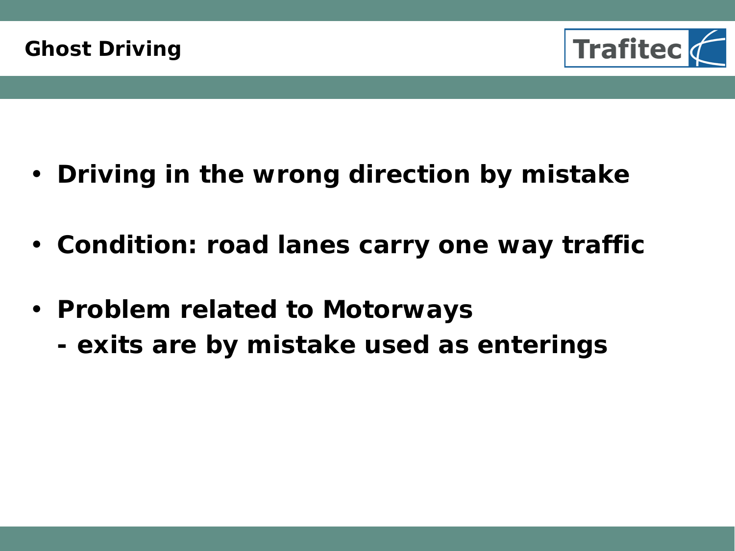## Ghost Driving

- **Driving in the wrong direction by mistake**
- **Condition: road lanes carry one way traffic**
- **Problem related to Motorways**
  **- exits are by mistake used as enterings**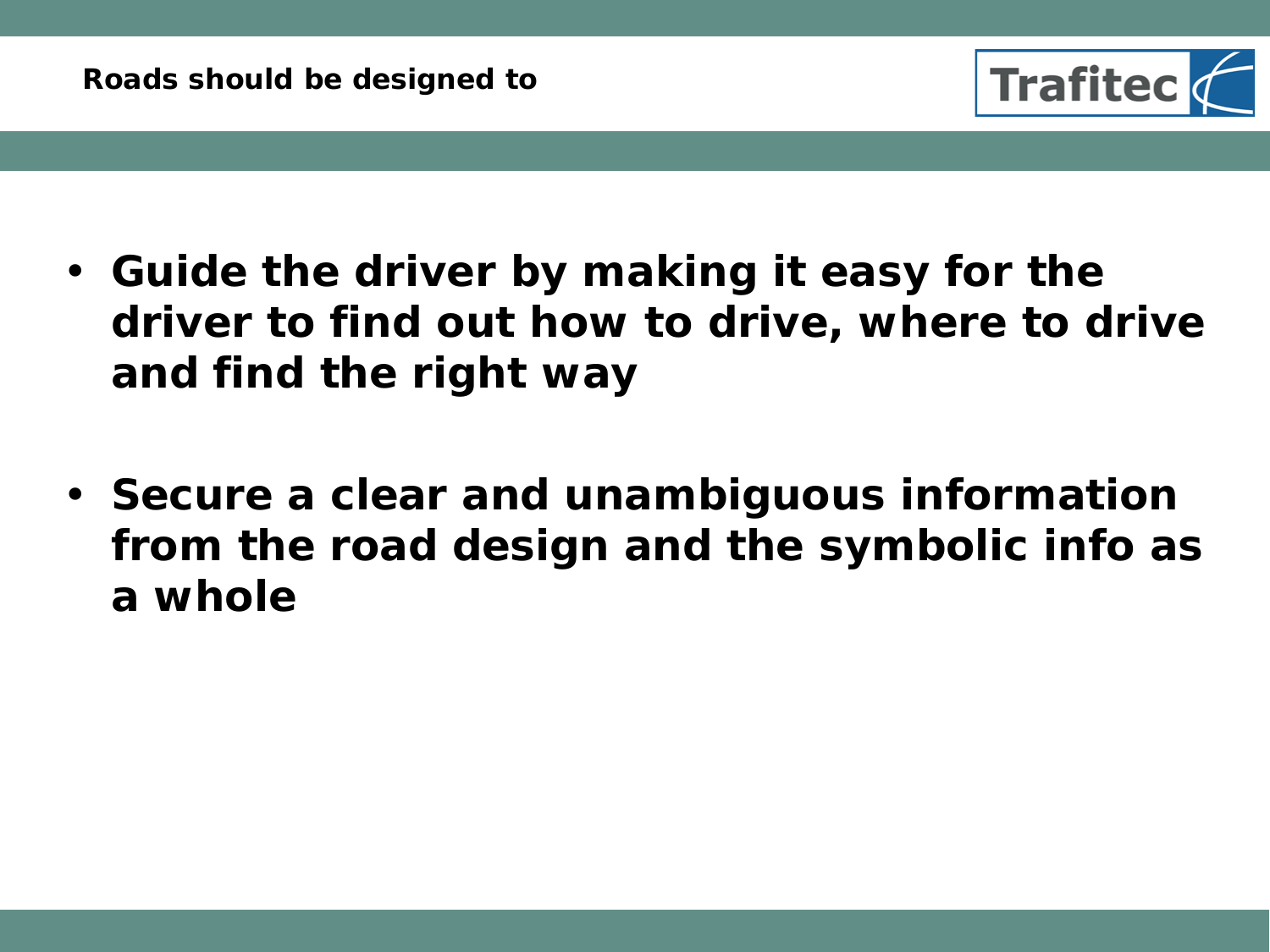## Roads should be designed to

- **Guide the driver by making it easy for the driver to find out how to drive, where to drive and find the right way**

- **Secure a clear and unambiguous information from the road design and the symbolic info as a whole**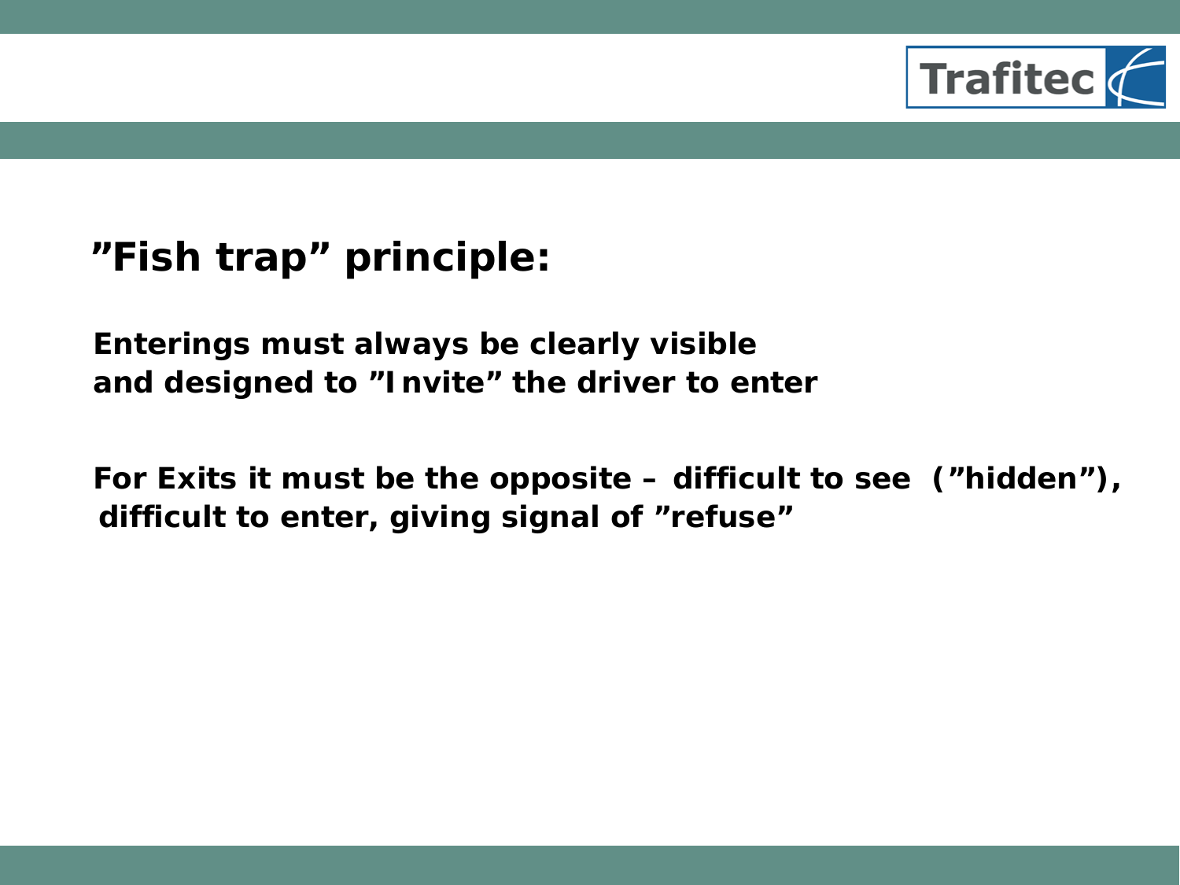## ”Fish trap” principle:

**Enterings must always be clearly visible and designed to ”Invite” the driver to enter**

**For Exits it must be the opposite – difficult to see (”hidden”), difficult to enter, giving signal of ”refuse”**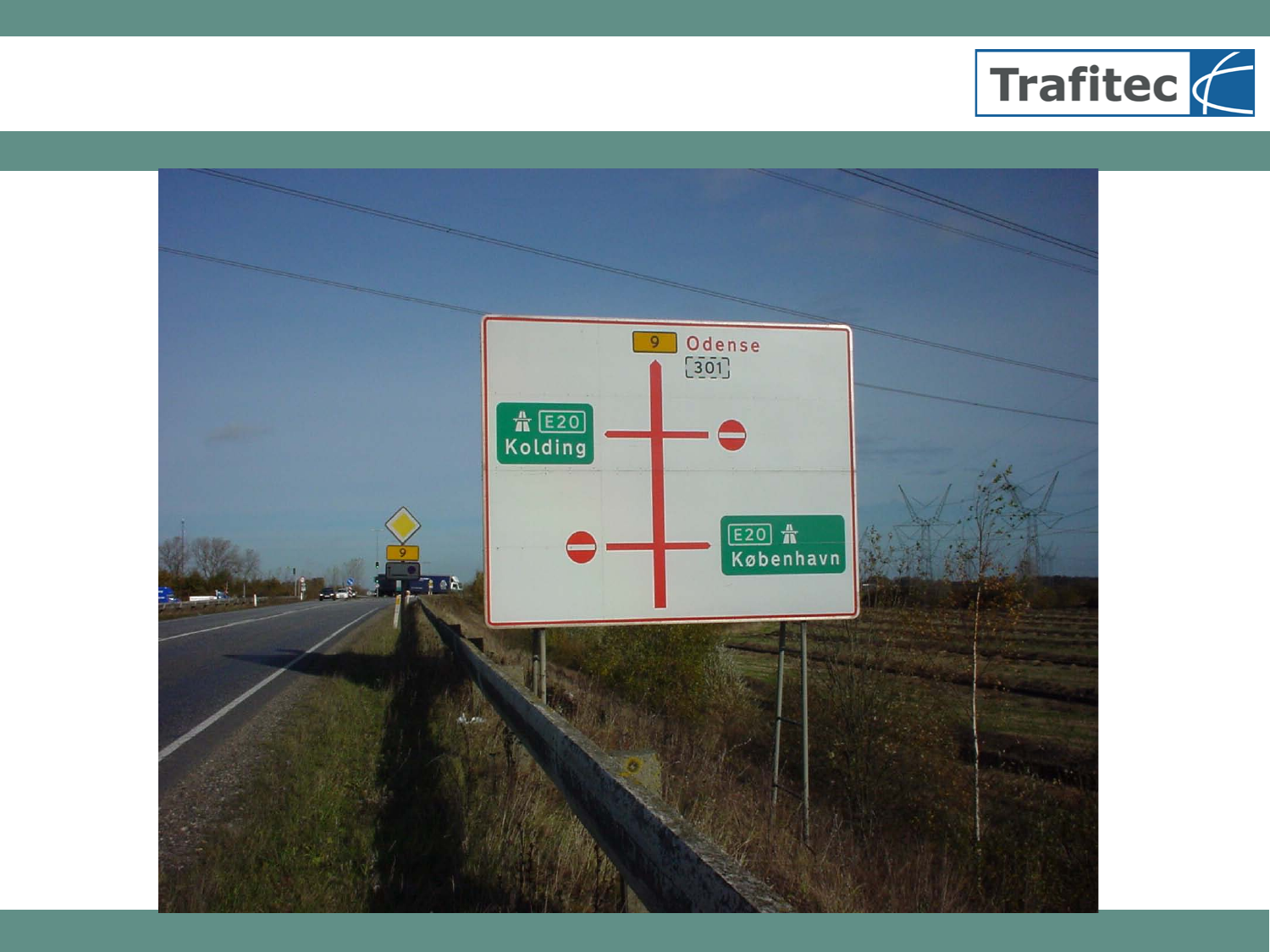9 Odense

301

E20 Kolding

E20 København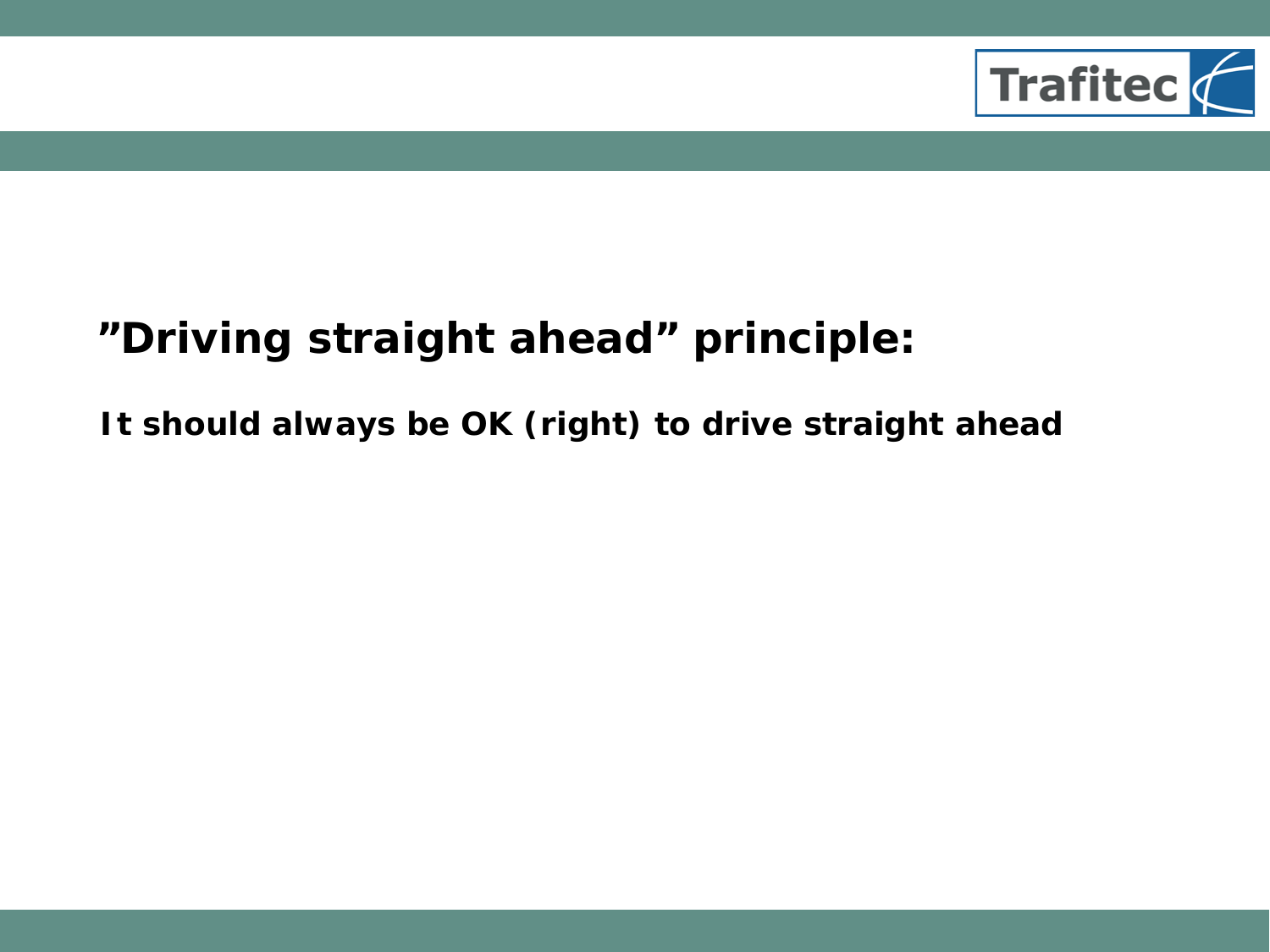## ”Driving straight ahead” principle:

**It should always be OK (right) to drive straight ahead**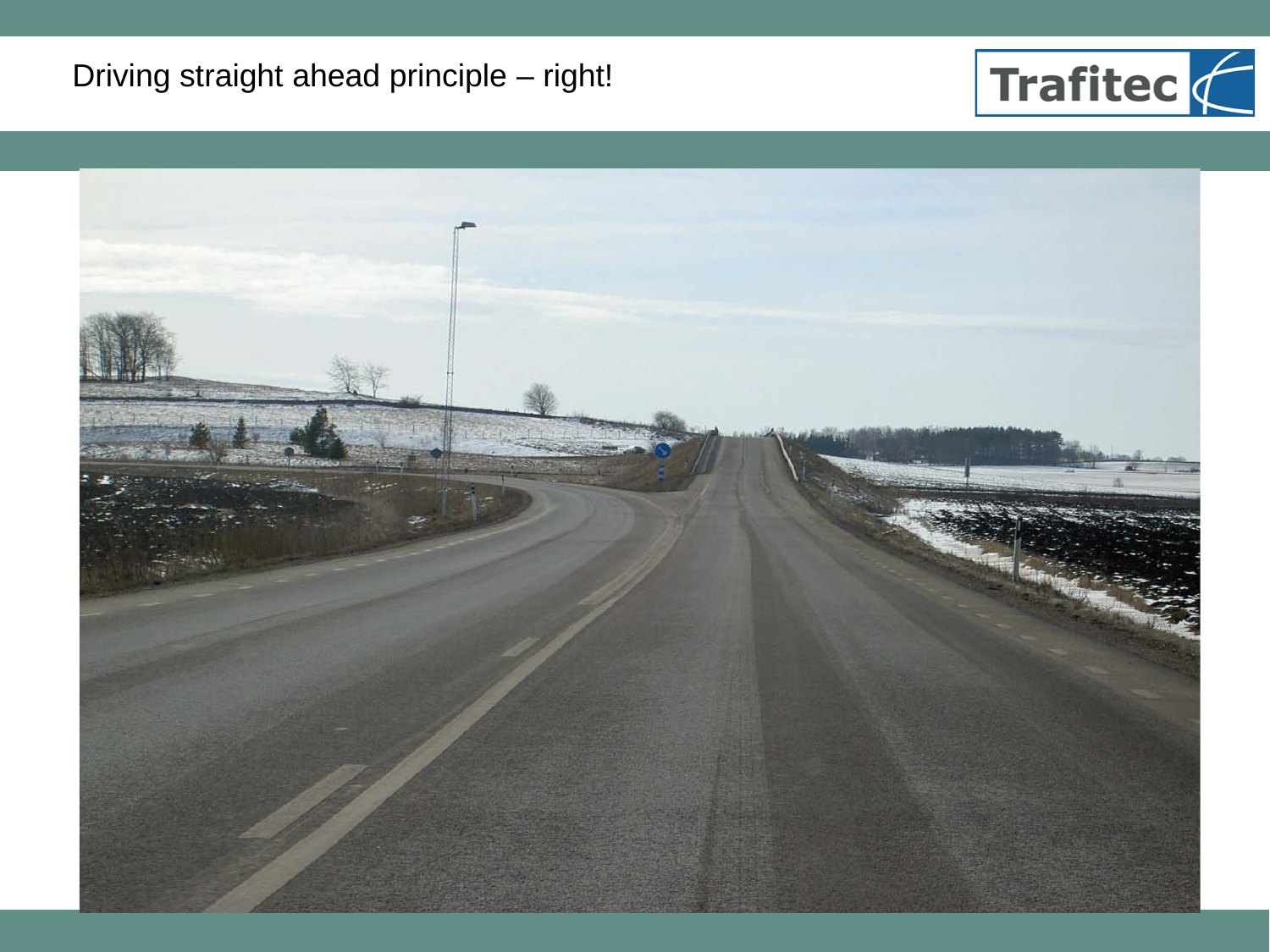Driving straight ahead principle – right!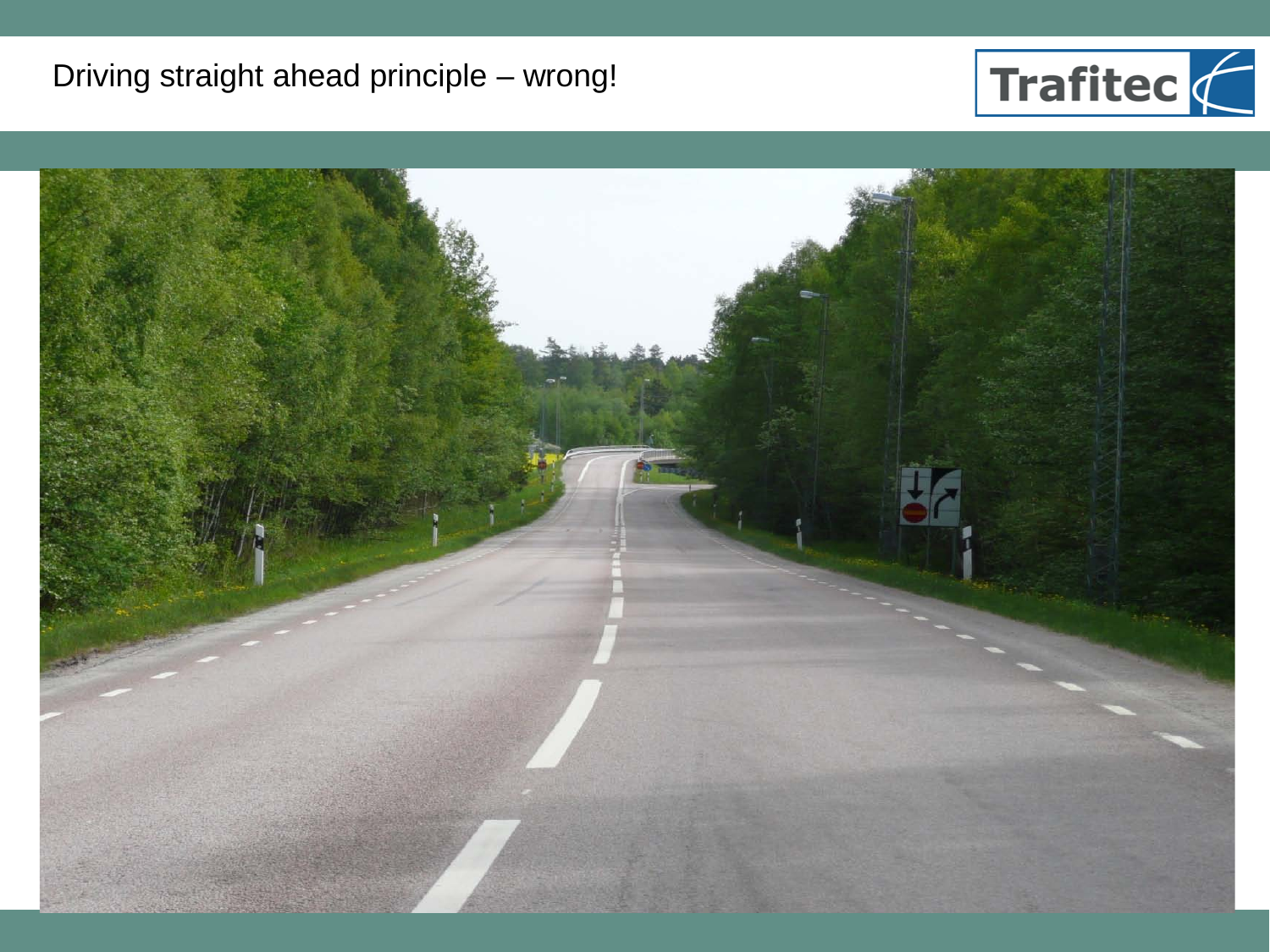# Driving straight ahead principle – wrong!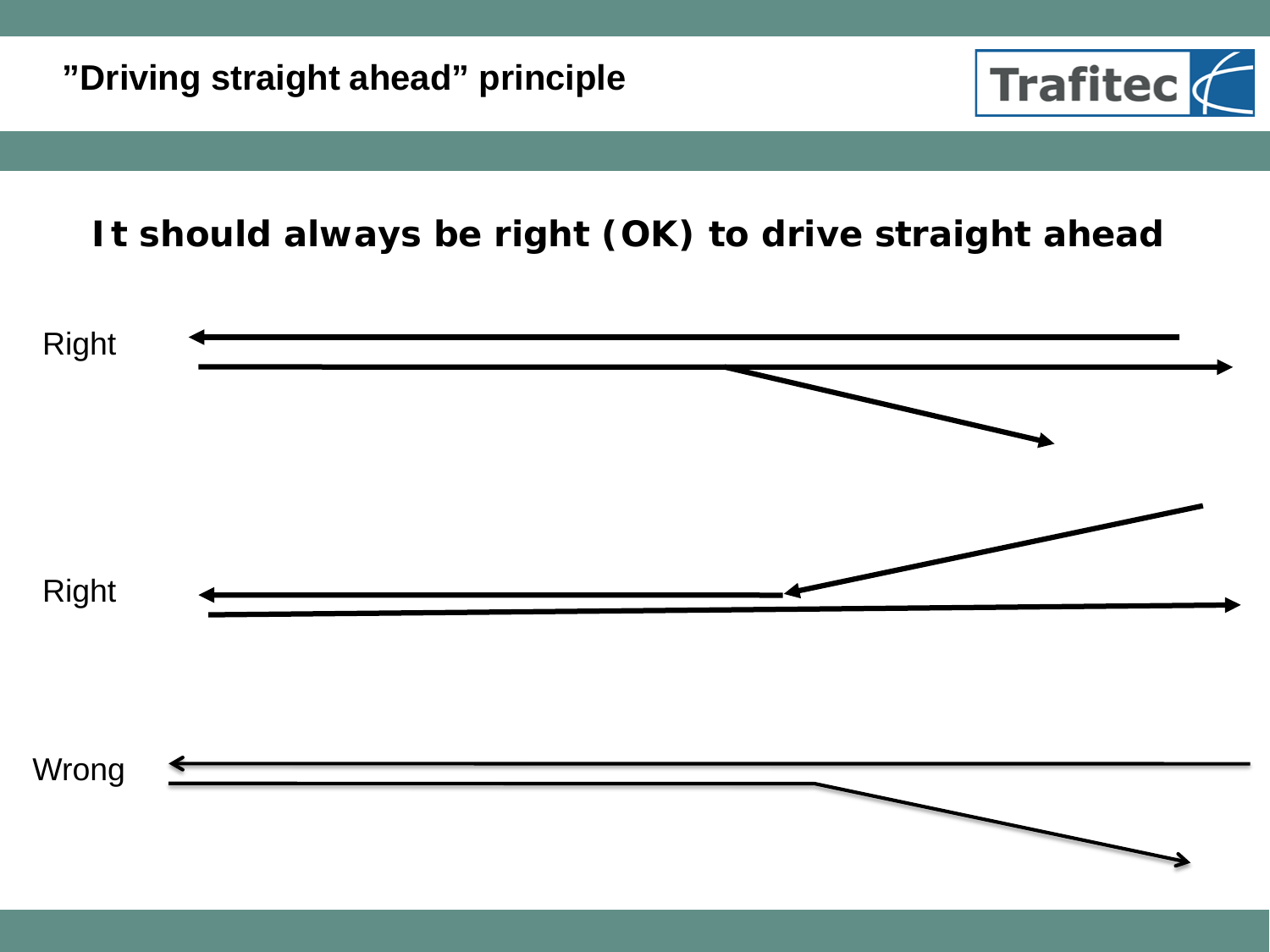# ”Driving straight ahead” principle

## It should always be right (OK) to drive straight ahead

Right

Right

Wrong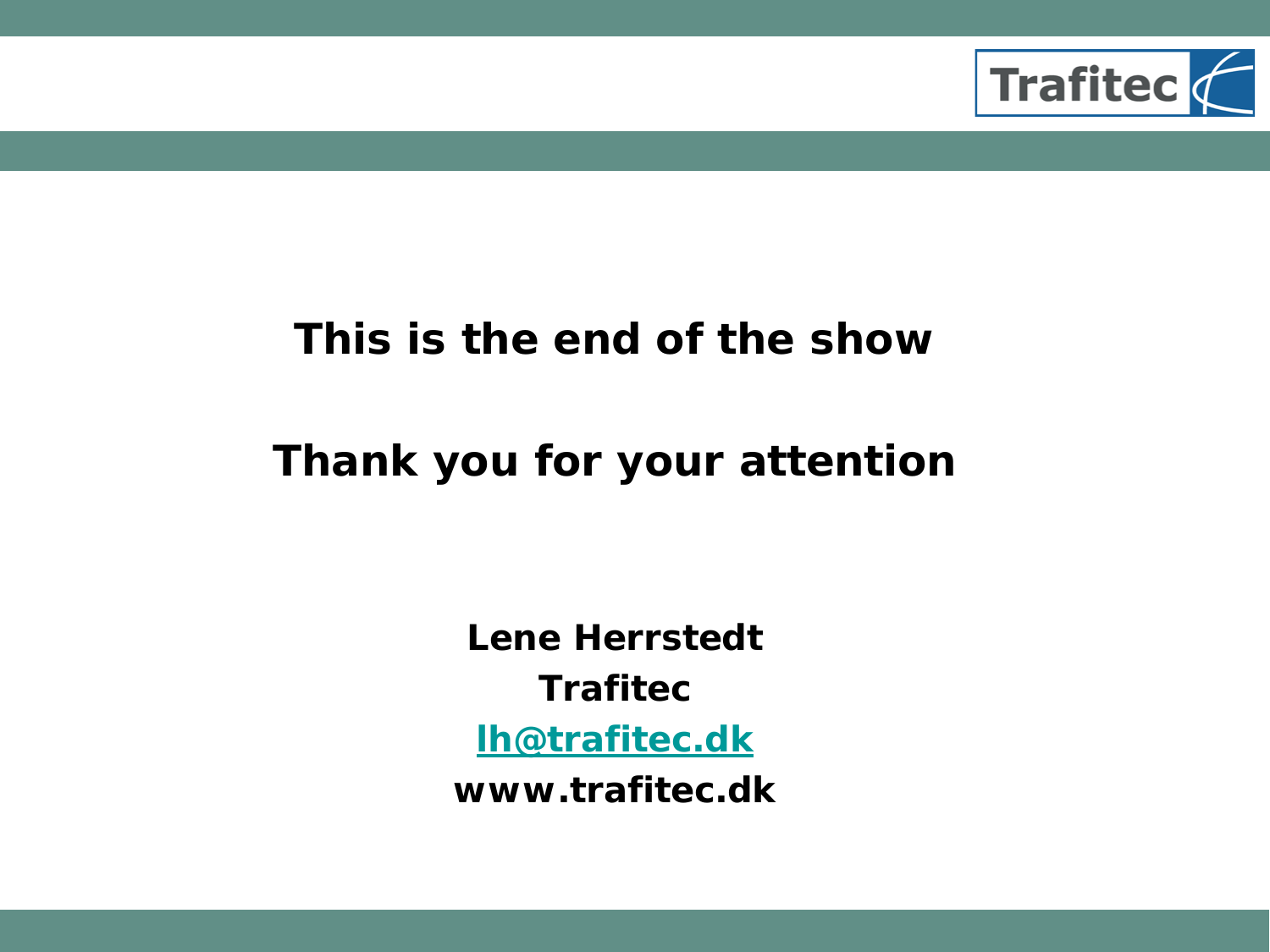**This is the end of the show**

**Thank you for your attention**

**Lene Herrstedt**
**Trafitec**
**lh@trafitec.dk**
**www.trafitec.dk**